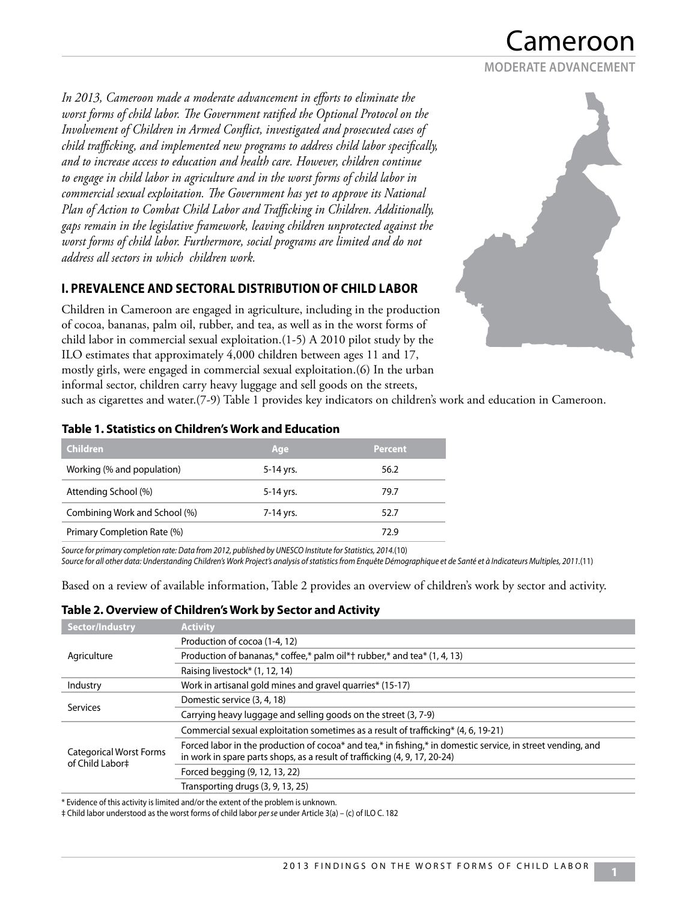# Cameroon

**MODERATE ADVANCEMENT**

*In 2013, Cameroon made a moderate advancement in efforts to eliminate the worst forms of child labor. The Government ratified the Optional Protocol on the Involvement of Children in Armed Conflict, investigated and prosecuted cases of child trafficking, and implemented new programs to address child labor specifically, and to increase access to education and health care. However, children continue to engage in child labor in agriculture and in the worst forms of child labor in commercial sexual exploitation. The Government has yet to approve its National Plan of Action to Combat Child Labor and Trafficking in Children. Additionally, gaps remain in the legislative framework, leaving children unprotected against the worst forms of child labor. Furthermore, social programs are limited and do not address all sectors in which children work.*

## I. PREVALENCE AND SECTORAL DISTRIBUTION OF CHILD LABOR

Children in Cameroon are engaged in agriculture, including in the production of cocoa, bananas, palm oil, rubber, and tea, as well as in the worst forms of child labor in commercial sexual exploitation.(1-5) A 2010 pilot study by the ILO estimates that approximately 4,000 children between ages 11 and 17, mostly girls, were engaged in commercial sexual exploitation.(6) In the urban informal sector, children carry heavy luggage and sell goods on the streets, such as cigarettes and water.(7-9) Table 1 provides key indicators on children's work and education in Cameroon.

**Table 1. Statistics on Children's Work and Education**

| Children | Age | Percent |
|---|---|---|
| Working (% and population) | 5-14 yrs. | 56.2 |
| Attending School (%) | 5-14 yrs. | 79.7 |
| Combining Work and School (%) | 7-14 yrs. | 52.7 |
| Primary Completion Rate (%) | | 72.9 |

*Source for primary completion rate: Data from 2012, published by UNESCO Institute for Statistics, 2014.*(10)
*Source for all other data: Understanding Children's Work Project's analysis of statistics from Enquête Démographique et de Santé et à Indicateurs Multiples, 2011.*(11)

Based on a review of available information, Table 2 provides an overview of children's work by sector and activity.

**Table 2. Overview of Children's Work by Sector and Activity**

| Sector/Industry | Activity |
|---|---|
| Agriculture | Production of cocoa (1-4, 12) |
| | Production of bananas,* coffee,* palm oil*† rubber,* and tea* (1, 4, 13) |
| | Raising livestock* (1, 12, 14) |
| Industry | Work in artisanal gold mines and gravel quarries* (15-17) |
| Services | Domestic service (3, 4, 18) |
| | Carrying heavy luggage and selling goods on the street (3, 7-9) |
| Categorical Worst Forms of Child Labor‡ | Commercial sexual exploitation sometimes as a result of trafficking* (4, 6, 19-21) |
| | Forced labor in the production of cocoa* and tea,* in fishing,* in domestic service, in street vending, and in work in spare parts shops, as a result of trafficking (4, 9, 17, 20-24) |
| | Forced begging (9, 12, 13, 22) |
| | Transporting drugs (3, 9, 13, 25) |

\* Evidence of this activity is limited and/or the extent of the problem is unknown.
‡ Child labor understood as the worst forms of child labor *per se* under Article 3(a) – (c) of ILO C. 182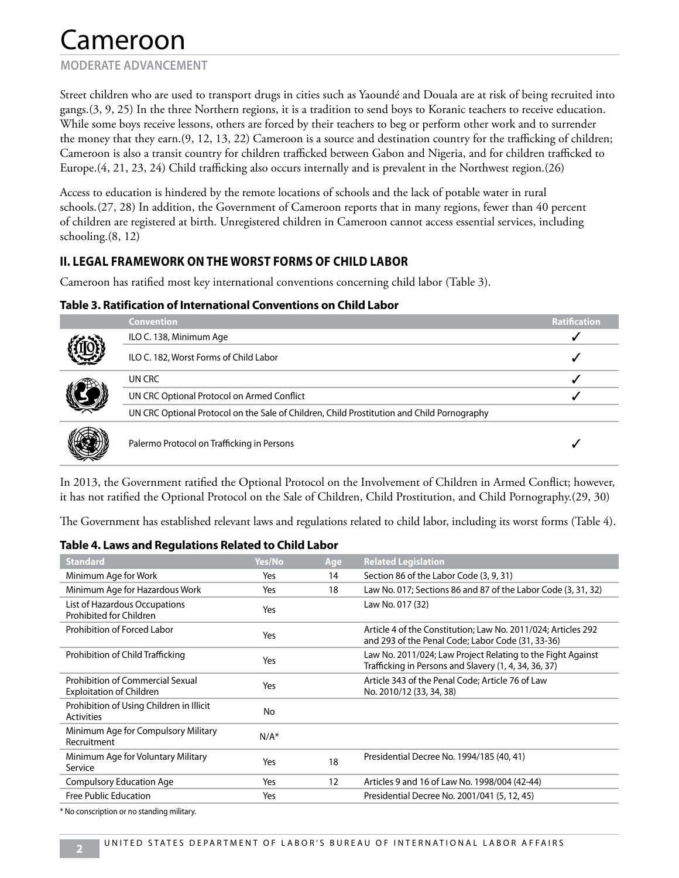# Cameroon

**MODERATE ADVANCEMENT**

Street children who are used to transport drugs in cities such as Yaoundé and Douala are at risk of being recruited into gangs.(3, 9, 25) In the three Northern regions, it is a tradition to send boys to Koranic teachers to receive education. While some boys receive lessons, others are forced by their teachers to beg or perform other work and to surrender the money that they earn.(9, 12, 13, 22) Cameroon is a source and destination country for the trafficking of children; Cameroon is also a transit country for children trafficked between Gabon and Nigeria, and for children trafficked to Europe.(4, 21, 23, 24) Child trafficking also occurs internally and is prevalent in the Northwest region.(26)

Access to education is hindered by the remote locations of schools and the lack of potable water in rural schools.(27, 28) In addition, the Government of Cameroon reports that in many regions, fewer than 40 percent of children are registered at birth. Unregistered children in Cameroon cannot access essential services, including schooling.(8, 12)

## II. LEGAL FRAMEWORK ON THE WORST FORMS OF CHILD LABOR

Cameroon has ratified most key international conventions concerning child labor (Table 3).

**Table 3. Ratification of International Conventions on Child Labor**

| Convention | Ratification |
|---|---|
| ILO C. 138, Minimum Age | ✓ |
| ILO C. 182, Worst Forms of Child Labor | ✓ |
| UN CRC | ✓ |
| UN CRC Optional Protocol on Armed Conflict | ✓ |
| UN CRC Optional Protocol on the Sale of Children, Child Prostitution and Child Pornography | |
| Palermo Protocol on Trafficking in Persons | ✓ |

In 2013, the Government ratified the Optional Protocol on the Involvement of Children in Armed Conflict; however, it has not ratified the Optional Protocol on the Sale of Children, Child Prostitution, and Child Pornography.(29, 30)

The Government has established relevant laws and regulations related to child labor, including its worst forms (Table 4).

**Table 4. Laws and Regulations Related to Child Labor**

| Standard | Yes/No | Age | Related Legislation |
|---|---|---|---|
| Minimum Age for Work | Yes | 14 | Section 86 of the Labor Code (3, 9, 31) |
| Minimum Age for Hazardous Work | Yes | 18 | Law No. 017; Sections 86 and 87 of the Labor Code (3, 31, 32) |
| List of Hazardous Occupations Prohibited for Children | Yes | | Law No. 017 (32) |
| Prohibition of Forced Labor | Yes | | Article 4 of the Constitution; Law No. 2011/024; Articles 292 and 293 of the Penal Code; Labor Code (31, 33-36) |
| Prohibition of Child Trafficking | Yes | | Law No. 2011/024; Law Project Relating to the Fight Against Trafficking in Persons and Slavery (1, 4, 34, 36, 37) |
| Prohibition of Commercial Sexual Exploitation of Children | Yes | | Article 343 of the Penal Code; Article 76 of Law No. 2010/12 (33, 34, 38) |
| Prohibition of Using Children in Illicit Activities | No | | |
| Minimum Age for Compulsory Military Recruitment | N/A* | | |
| Minimum Age for Voluntary Military Service | Yes | 18 | Presidential Decree No. 1994/185 (40, 41) |
| Compulsory Education Age | Yes | 12 | Articles 9 and 16 of Law No. 1998/004 (42-44) |
| Free Public Education | Yes | | Presidential Decree No. 2001/041 (5, 12, 45) |

* No conscription or no standing military.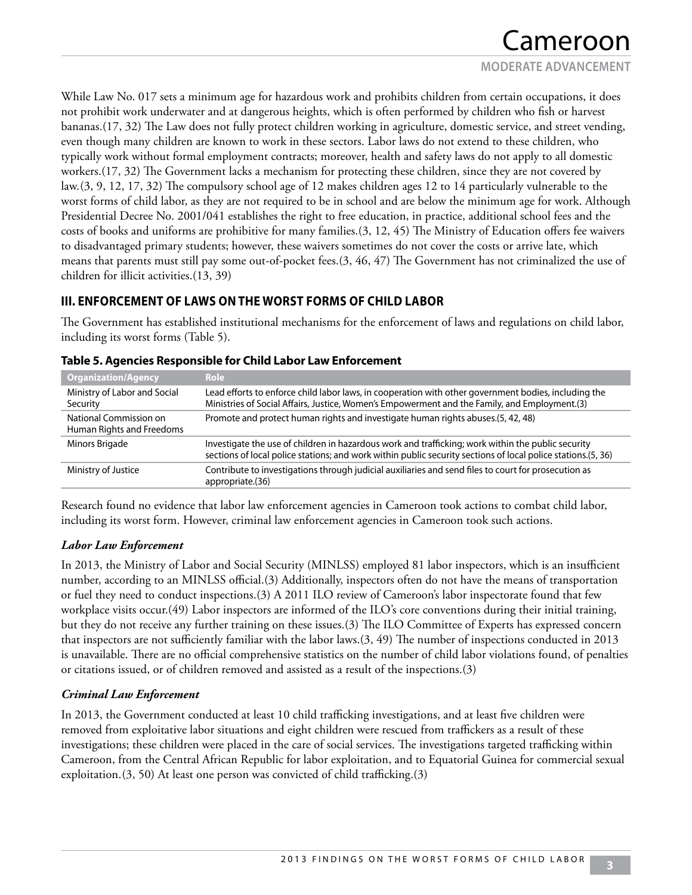While Law No. 017 sets a minimum age for hazardous work and prohibits children from certain occupations, it does not prohibit work underwater and at dangerous heights, which is often performed by children who fish or harvest bananas.(17, 32) The Law does not fully protect children working in agriculture, domestic service, and street vending, even though many children are known to work in these sectors. Labor laws do not extend to these children, who typically work without formal employment contracts; moreover, health and safety laws do not apply to all domestic workers.(17, 32) The Government lacks a mechanism for protecting these children, since they are not covered by law.(3, 9, 12, 17, 32) The compulsory school age of 12 makes children ages 12 to 14 particularly vulnerable to the worst forms of child labor, as they are not required to be in school and are below the minimum age for work. Although Presidential Decree No. 2001/041 establishes the right to free education, in practice, additional school fees and the costs of books and uniforms are prohibitive for many families.(3, 12, 45) The Ministry of Education offers fee waivers to disadvantaged primary students; however, these waivers sometimes do not cover the costs or arrive late, which means that parents must still pay some out-of-pocket fees.(3, 46, 47) The Government has not criminalized the use of children for illicit activities.(13, 39)

## III. ENFORCEMENT OF LAWS ON THE WORST FORMS OF CHILD LABOR

The Government has established institutional mechanisms for the enforcement of laws and regulations on child labor, including its worst forms (Table 5).

**Table 5. Agencies Responsible for Child Labor Law Enforcement**

| Organization/Agency | Role |
| --- | --- |
| Ministry of Labor and Social Security | Lead efforts to enforce child labor laws, in cooperation with other government bodies, including the Ministries of Social Affairs, Justice, Women's Empowerment and the Family, and Employment.(3) |
| National Commission on Human Rights and Freedoms | Promote and protect human rights and investigate human rights abuses.(5, 42, 48) |
| Minors Brigade | Investigate the use of children in hazardous work and trafficking; work within the public security sections of local police stations; and work within public security sections of local police stations.(5, 36) |
| Ministry of Justice | Contribute to investigations through judicial auxiliaries and send files to court for prosecution as appropriate.(36) |

Research found no evidence that labor law enforcement agencies in Cameroon took actions to combat child labor, including its worst form. However, criminal law enforcement agencies in Cameroon took such actions.

### *Labor Law Enforcement*

In 2013, the Ministry of Labor and Social Security (MINLSS) employed 81 labor inspectors, which is an insufficient number, according to an MINLSS official.(3) Additionally, inspectors often do not have the means of transportation or fuel they need to conduct inspections.(3) A 2011 ILO review of Cameroon's labor inspectorate found that few workplace visits occur.(49) Labor inspectors are informed of the ILO's core conventions during their initial training, but they do not receive any further training on these issues.(3) The ILO Committee of Experts has expressed concern that inspectors are not sufficiently familiar with the labor laws.(3, 49) The number of inspections conducted in 2013 is unavailable. There are no official comprehensive statistics on the number of child labor violations found, of penalties or citations issued, or of children removed and assisted as a result of the inspections.(3)

### *Criminal Law Enforcement*

In 2013, the Government conducted at least 10 child trafficking investigations, and at least five children were removed from exploitative labor situations and eight children were rescued from traffickers as a result of these investigations; these children were placed in the care of social services. The investigations targeted trafficking within Cameroon, from the Central African Republic for labor exploitation, and to Equatorial Guinea for commercial sexual exploitation.(3, 50) At least one person was convicted of child trafficking.(3)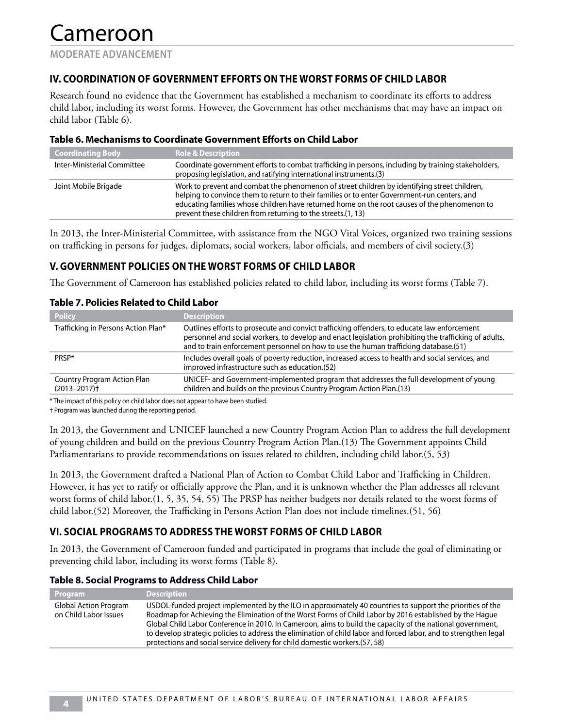# Cameroon

**MODERATE ADVANCEMENT**

## IV. COORDINATION OF GOVERNMENT EFFORTS ON THE WORST FORMS OF CHILD LABOR

Research found no evidence that the Government has established a mechanism to coordinate its efforts to address child labor, including its worst forms. However, the Government has other mechanisms that may have an impact on child labor (Table 6).

**Table 6. Mechanisms to Coordinate Government Efforts on Child Labor**

| Coordinating Body | Role & Description |
| --- | --- |
| Inter-Ministerial Committee | Coordinate government efforts to combat trafficking in persons, including by training stakeholders, proposing legislation, and ratifying international instruments.(3) |
| Joint Mobile Brigade | Work to prevent and combat the phenomenon of street children by identifying street children, helping to convince them to return to their families or to enter Government-run centers, and educating families whose children have returned home on the root causes of the phenomenon to prevent these children from returning to the streets.(1, 13) |

In 2013, the Inter-Ministerial Committee, with assistance from the NGO Vital Voices, organized two training sessions on trafficking in persons for judges, diplomats, social workers, labor officials, and members of civil society.(3)

## V. GOVERNMENT POLICIES ON THE WORST FORMS OF CHILD LABOR

The Government of Cameroon has established policies related to child labor, including its worst forms (Table 7).

**Table 7. Policies Related to Child Labor**

| Policy | Description |
| --- | --- |
| Trafficking in Persons Action Plan* | Outlines efforts to prosecute and convict trafficking offenders, to educate law enforcement personnel and social workers, to develop and enact legislation prohibiting the trafficking of adults, and to train enforcement personnel on how to use the human trafficking database.(51) |
| PRSP* | Includes overall goals of poverty reduction, increased access to health and social services, and improved infrastructure such as education.(52) |
| Country Program Action Plan (2013–2017)† | UNICEF- and Government-implemented program that addresses the full development of young children and builds on the previous Country Program Action Plan.(13) |

\* The impact of this policy on child labor does not appear to have been studied.

† Program was launched during the reporting period.

In 2013, the Government and UNICEF launched a new Country Program Action Plan to address the full development of young children and build on the previous Country Program Action Plan.(13) The Government appoints Child Parliamentarians to provide recommendations on issues related to children, including child labor.(5, 53)

In 2013, the Government drafted a National Plan of Action to Combat Child Labor and Trafficking in Children. However, it has yet to ratify or officially approve the Plan, and it is unknown whether the Plan addresses all relevant worst forms of child labor.(1, 5, 35, 54, 55) The PRSP has neither budgets nor details related to the worst forms of child labor.(52) Moreover, the Trafficking in Persons Action Plan does not include timelines.(51, 56)

## VI. SOCIAL PROGRAMS TO ADDRESS THE WORST FORMS OF CHILD LABOR

In 2013, the Government of Cameroon funded and participated in programs that include the goal of eliminating or preventing child labor, including its worst forms (Table 8).

**Table 8. Social Programs to Address Child Labor**

| Program | Description |
| --- | --- |
| Global Action Program on Child Labor Issues | USDOL-funded project implemented by the ILO in approximately 40 countries to support the priorities of the Roadmap for Achieving the Elimination of the Worst Forms of Child Labor by 2016 established by the Hague Global Child Labor Conference in 2010. In Cameroon, aims to build the capacity of the national government, to develop strategic policies to address the elimination of child labor and forced labor, and to strengthen legal protections and social service delivery for child domestic workers.(57, 58) |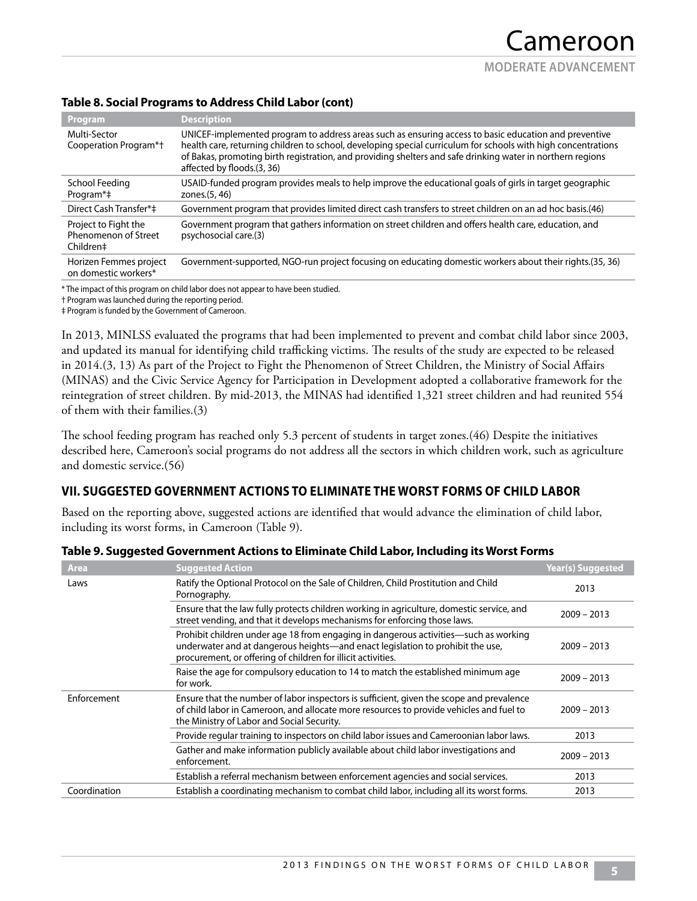**Table 8. Social Programs to Address Child Labor (cont)**

| Program | Description |
|---|---|
| Multi-Sector Cooperation Program*† | UNICEF-implemented program to address areas such as ensuring access to basic education and preventive health care, returning children to school, developing special curriculum for schools with high concentrations of Bakas, promoting birth registration, and providing shelters and safe drinking water in northern regions affected by floods.(3, 36) |
| School Feeding Program*‡ | USAID-funded program provides meals to help improve the educational goals of girls in target geographic zones.(5, 46) |
| Direct Cash Transfer*‡ | Government program that provides limited direct cash transfers to street children on an ad hoc basis.(46) |
| Project to Fight the Phenomenon of Street Children‡ | Government program that gathers information on street children and offers health care, education, and psychosocial care.(3) |
| Horizen Femmes project on domestic workers* | Government-supported, NGO-run project focusing on educating domestic workers about their rights.(35, 36) |

* The impact of this program on child labor does not appear to have been studied.
† Program was launched during the reporting period.
‡ Program is funded by the Government of Cameroon.

In 2013, MINLSS evaluated the programs that had been implemented to prevent and combat child labor since 2003, and updated its manual for identifying child trafficking victims. The results of the study are expected to be released in 2014.(3, 13) As part of the Project to Fight the Phenomenon of Street Children, the Ministry of Social Affairs (MINAS) and the Civic Service Agency for Participation in Development adopted a collaborative framework for the reintegration of street children. By mid-2013, the MINAS had identified 1,321 street children and had reunited 554 of them with their families.(3)

The school feeding program has reached only 5.3 percent of students in target zones.(46) Despite the initiatives described here, Cameroon's social programs do not address all the sectors in which children work, such as agriculture and domestic service.(56)

## VII. SUGGESTED GOVERNMENT ACTIONS TO ELIMINATE THE WORST FORMS OF CHILD LABOR

Based on the reporting above, suggested actions are identified that would advance the elimination of child labor, including its worst forms, in Cameroon (Table 9).

**Table 9. Suggested Government Actions to Eliminate Child Labor, Including its Worst Forms**

| Area | Suggested Action | Year(s) Suggested |
|---|---|---|
| Laws | Ratify the Optional Protocol on the Sale of Children, Child Prostitution and Child Pornography. | 2013 |
| | Ensure that the law fully protects children working in agriculture, domestic service, and street vending, and that it develops mechanisms for enforcing those laws. | 2009 – 2013 |
| | Prohibit children under age 18 from engaging in dangerous activities—such as working underwater and at dangerous heights—and enact legislation to prohibit the use, procurement, or offering of children for illicit activities. | 2009 – 2013 |
| | Raise the age for compulsory education to 14 to match the established minimum age for work. | 2009 – 2013 |
| Enforcement | Ensure that the number of labor inspectors is sufficient, given the scope and prevalence of child labor in Cameroon, and allocate more resources to provide vehicles and fuel to the Ministry of Labor and Social Security. | 2009 – 2013 |
| | Provide regular training to inspectors on child labor issues and Cameroonian labor laws. | 2013 |
| | Gather and make information publicly available about child labor investigations and enforcement. | 2009 – 2013 |
| | Establish a referral mechanism between enforcement agencies and social services. | 2013 |
| Coordination | Establish a coordinating mechanism to combat child labor, including all its worst forms. | 2013 |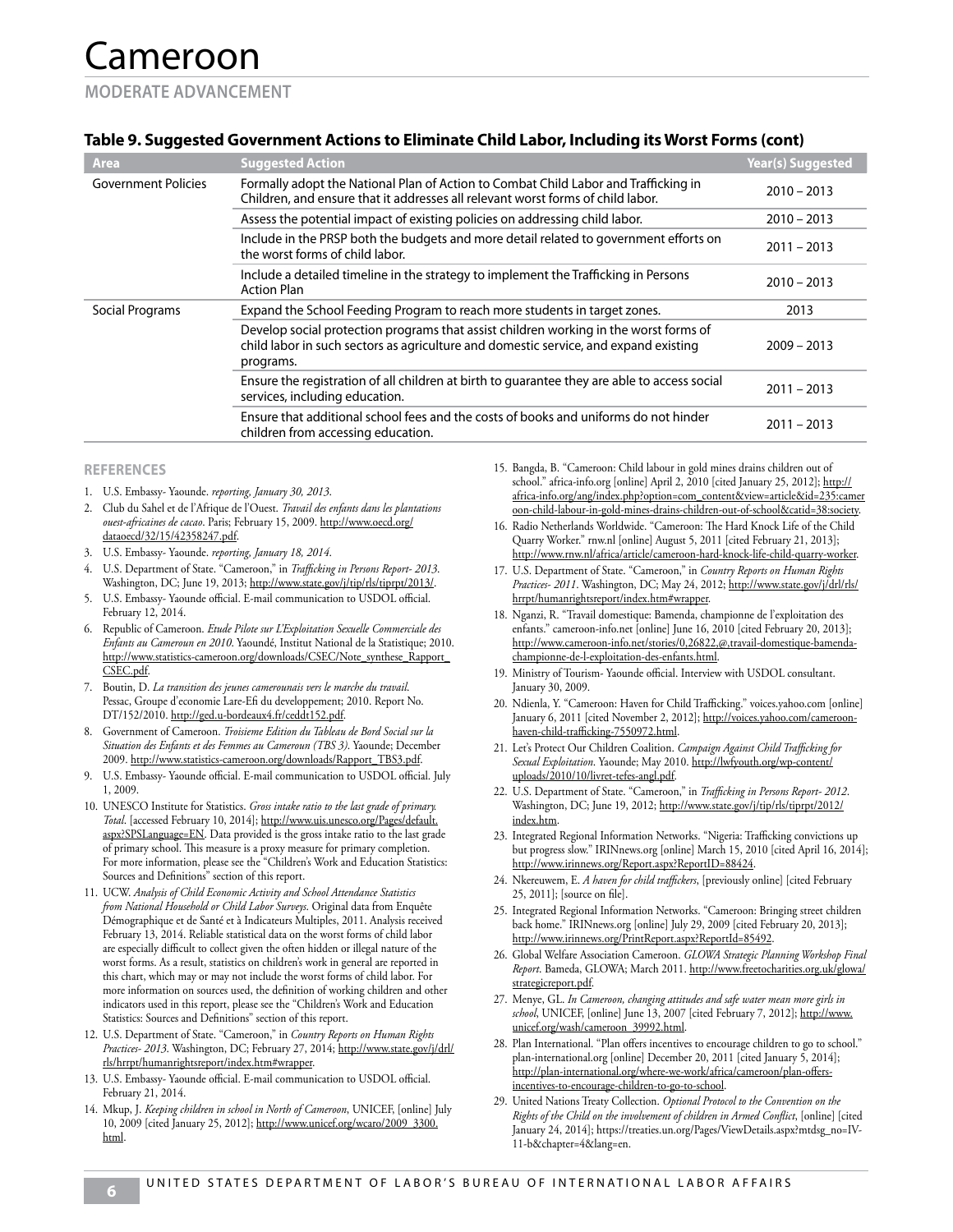# Cameroon

**MODERATE ADVANCEMENT**

### Table 9. Suggested Government Actions to Eliminate Child Labor, Including its Worst Forms (cont)

| Area | Suggested Action | Year(s) Suggested |
|---|---|---|
| Government Policies | Formally adopt the National Plan of Action to Combat Child Labor and Trafficking in Children, and ensure that it addresses all relevant worst forms of child labor. | 2010 – 2013 |
| | Assess the potential impact of existing policies on addressing child labor. | 2010 – 2013 |
| | Include in the PRSP both the budgets and more detail related to government efforts on the worst forms of child labor. | 2011 – 2013 |
| | Include a detailed timeline in the strategy to implement the Trafficking in Persons Action Plan | 2010 – 2013 |
| Social Programs | Expand the School Feeding Program to reach more students in target zones. | 2013 |
| | Develop social protection programs that assist children working in the worst forms of child labor in such sectors as agriculture and domestic service, and expand existing programs. | 2009 – 2013 |
| | Ensure the registration of all children at birth to guarantee they are able to access social services, including education. | 2011 – 2013 |
| | Ensure that additional school fees and the costs of books and uniforms do not hinder children from accessing education. | 2011 – 2013 |

## REFERENCES

1. U.S. Embassy- Yaounde. *reporting, January 30, 2013*.
2. Club du Sahel et de l'Afrique de l'Ouest. *Travail des enfants dans les plantations ouest-africaines de cacao*. Paris; February 15, 2009. http://www.oecd.org/dataoecd/32/15/42358247.pdf.
3. U.S. Embassy- Yaounde. *reporting, January 18, 2014*.
4. U.S. Department of State. "Cameroon," in *Trafficking in Persons Report- 2013*. Washington, DC; June 19, 2013; http://www.state.gov/j/tip/rls/tiprpt/2013/.
5. U.S. Embassy- Yaounde official. E-mail communication to USDOL official. February 12, 2014.
6. Republic of Cameroon. *Etude Pilote sur L'Exploitation Sexuelle Commerciale des Enfants au Cameroun en 2010*. Yaoundé, Institut National de la Statistique; 2010. http://www.statistics-cameroon.org/downloads/CSEC/Note_synthese_Rapport_CSEC.pdf.
7. Boutin, D. *La transition des jeunes camerounais vers le marche du travail*. Pessac, Groupe d'economie Lare-Efi du developpement; 2010. Report No. DT/152/2010. http://ged.u-bordeaux4.fr/ceddt152.pdf.
8. Government of Cameroon. *Troisieme Edition du Tableau de Bord Social sur la Situation des Enfants et des Femmes au Cameroun (TBS 3)*. Yaounde; December 2009. http://www.statistics-cameroon.org/downloads/Rapport_TBS3.pdf.
9. U.S. Embassy- Yaounde official. E-mail communication to USDOL official. July 1, 2009.
10. UNESCO Institute for Statistics. *Gross intake ratio to the last grade of primary. Total*. [accessed February 10, 2014]; http://www.uis.unesco.org/Pages/default.aspx?SPSLanguage=EN. Data provided is the gross intake ratio to the last grade of primary school. This measure is a proxy measure for primary completion. For more information, please see the "Children's Work and Education Statistics: Sources and Definitions" section of this report.
11. UCW. *Analysis of Child Economic Activity and School Attendance Statistics from National Household or Child Labor Surveys*. Original data from Enquête Démographique et de Santé et à Indicateurs Multiples, 2011. Analysis received February 13, 2014. Reliable statistical data on the worst forms of child labor are especially difficult to collect given the often hidden or illegal nature of the worst forms. As a result, statistics on children's work in general are reported in this chart, which may or may not include the worst forms of child labor. For more information on sources used, the definition of working children and other indicators used in this report, please see the "Children's Work and Education Statistics: Sources and Definitions" section of this report.
12. U.S. Department of State. "Cameroon," in *Country Reports on Human Rights Practices- 2013*. Washington, DC; February 27, 2014; http://www.state.gov/j/drl/rls/hrrpt/humanrightsreport/index.htm#wrapper.
13. U.S. Embassy- Yaounde official. E-mail communication to USDOL official. February 21, 2014.
14. Mkup, J. *Keeping children in school in North of Cameroon*, UNICEF, [online] July 10, 2009 [cited January 25, 2012]; http://www.unicef.org/wcaro/2009_3300.html.
15. Bangda, B. "Cameroon: Child labour in gold mines drains children out of school." africa-info.org [online] April 2, 2010 [cited January 25, 2012]; http://africa-info.org/ang/index.php?option=com_content&view=article&id=235:cameroon-child-labour-in-gold-mines-drains-children-out-of-school&catid=38:society.
16. Radio Netherlands Worldwide. "Cameroon: The Hard Knock Life of the Child Quarry Worker." rnw.nl [online] August 5, 2011 [cited February 21, 2013]; http://www.rnw.nl/africa/article/cameroon-hard-knock-life-child-quarry-worker.
17. U.S. Department of State. "Cameroon," in *Country Reports on Human Rights Practices- 2011*. Washington, DC; May 24, 2012; http://www.state.gov/j/drl/rls/hrrpt/humanrightsreport/index.htm#wrapper.
18. Nganzi, R. "Travail domestique: Bamenda, championne de l'exploitation des enfants." cameroon-info.net [online] June 16, 2010 [cited February 20, 2013]; http://www.cameroon-info.net/stories/0,26822,@,travail-domestique-bamenda-championne-de-l-exploitation-des-enfants.html.
19. Ministry of Tourism- Yaounde official. Interview with USDOL consultant. January 30, 2009.
20. Ndienla, Y. "Cameroon: Haven for Child Trafficking." voices.yahoo.com [online] January 6, 2011 [cited November 2, 2012]; http://voices.yahoo.com/cameroon-haven-child-trafficking-7550972.html.
21. Let's Protect Our Children Coalition. *Campaign Against Child Trafficking for Sexual Exploitation*. Yaounde; May 2010. http://lwfyouth.org/wp-content/uploads/2010/10/livret-tefes-angl.pdf.
22. U.S. Department of State. "Cameroon," in *Trafficking in Persons Report- 2012*. Washington, DC; June 19, 2012; http://www.state.gov/j/tip/rls/tiprpt/2012/index.htm.
23. Integrated Regional Information Networks. "Nigeria: Trafficking convictions up but progress slow." IRINnews.org [online] March 15, 2010 [cited April 16, 2014]; http://www.irinnews.org/Report.aspx?ReportID=88424.
24. Nkereuwem, E. *A haven for child traffickers*, [previously online] [cited February 25, 2011]; [source on file].
25. Integrated Regional Information Networks. "Cameroon: Bringing street children back home." IRINnews.org [online] July 29, 2009 [cited February 20, 2013]; http://www.irinnews.org/PrintReport.aspx?ReportId=85492.
26. Global Welfare Association Cameroon. *GLOWA Strategic Planning Workshop Final Report*. Bameda, GLOWA; March 2011. http://www.freetocharities.org.uk/glowa/strategicreport.pdf.
27. Menye, GL. *In Cameroon, changing attitudes and safe water mean more girls in school*, UNICEF, [online] June 13, 2007 [cited February 7, 2012]; http://www.unicef.org/wash/cameroon_39992.html.
28. Plan International. "Plan offers incentives to encourage children to go to school." plan-international.org [online] December 20, 2011 [cited January 5, 2014]; http://plan-international.org/where-we-work/africa/cameroon/plan-offers-incentives-to-encourage-children-to-go-to-school.
29. United Nations Treaty Collection. *Optional Protocol to the Convention on the Rights of the Child on the involvement of children in Armed Conflict*, [online] [cited January 24, 2014]; https://treaties.un.org/Pages/ViewDetails.aspx?mtdsg_no=IV-11-b&chapter=4&lang=en.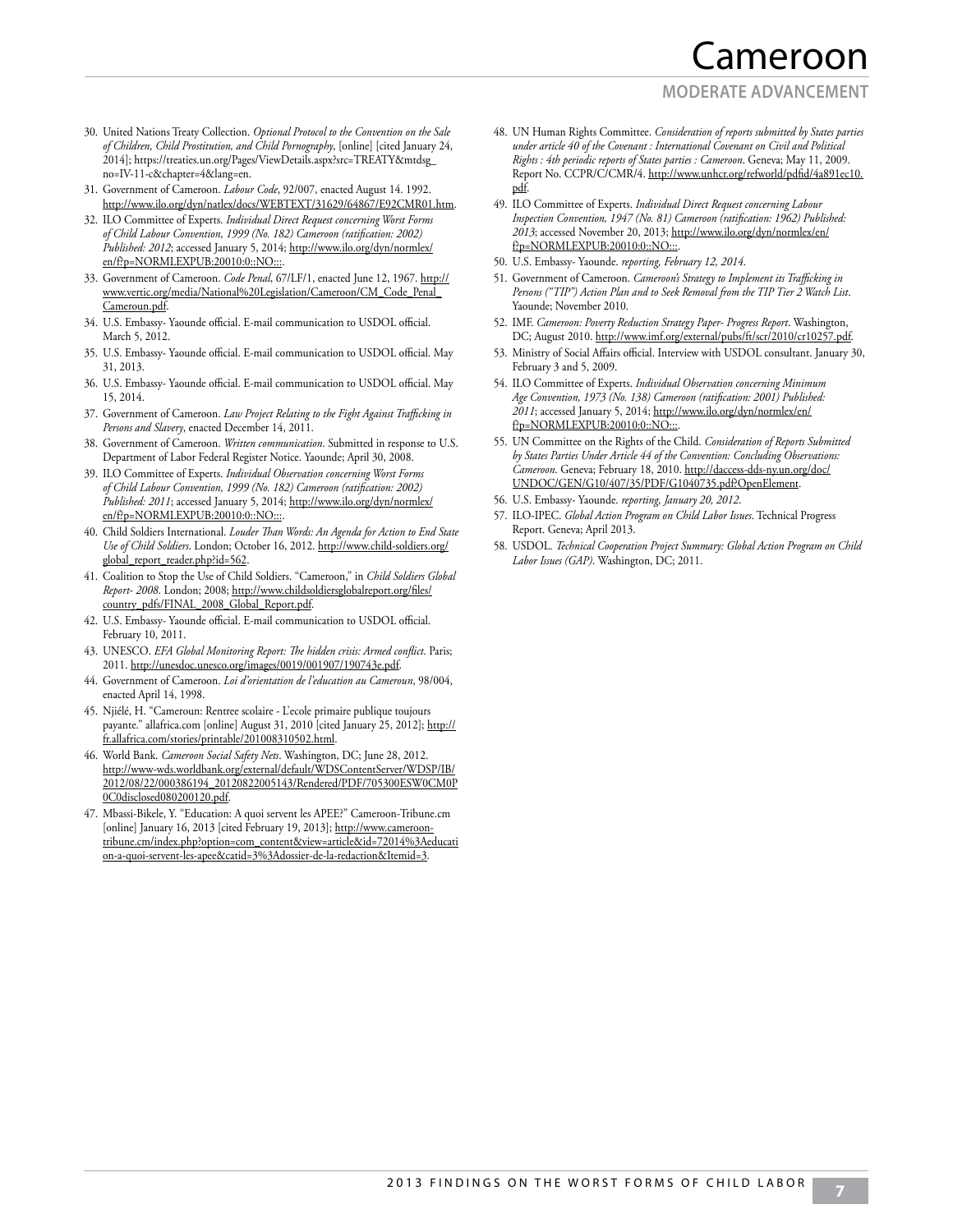30. United Nations Treaty Collection. *Optional Protocol to the Convention on the Sale of Children, Child Prostitution, and Child Pornography*, [online] [cited January 24, 2014]; https://treaties.un.org/Pages/ViewDetails.aspx?src=TREATY&mtdsg_no=IV-11-c&chapter=4&lang=en.
31. Government of Cameroon. *Labour Code*, 92/007, enacted August 14. 1992. http://www.ilo.org/dyn/natlex/docs/WEBTEXT/31629/64867/E92CMR01.htm.
32. ILO Committee of Experts. *Individual Direct Request concerning Worst Forms of Child Labour Convention, 1999 (No. 182) Cameroon (ratification: 2002) Published: 2012*; accessed January 5, 2014; http://www.ilo.org/dyn/normlex/en/f?p=NORMLEXPUB:20010:0::NO:::.
33. Government of Cameroon. *Code Penal*, 67/LF/1, enacted June 12, 1967. http://www.vertic.org/media/National%20Legislation/Cameroon/CM_Code_Penal_Cameroun.pdf.
34. U.S. Embassy- Yaounde official. E-mail communication to USDOL official. March 5, 2012.
35. U.S. Embassy- Yaounde official. E-mail communication to USDOL official. May 31, 2013.
36. U.S. Embassy- Yaounde official. E-mail communication to USDOL official. May 15, 2014.
37. Government of Cameroon. *Law Project Relating to the Fight Against Trafficking in Persons and Slavery*, enacted December 14, 2011.
38. Government of Cameroon. *Written communication*. Submitted in response to U.S. Department of Labor Federal Register Notice. Yaounde; April 30, 2008.
39. ILO Committee of Experts. *Individual Observation concerning Worst Forms of Child Labour Convention, 1999 (No. 182) Cameroon (ratification: 2002) Published: 2011*; accessed January 5, 2014; http://www.ilo.org/dyn/normlex/en/f?p=NORMLEXPUB:20010:0::NO:::.
40. Child Soldiers International. *Louder Than Words: An Agenda for Action to End State Use of Child Soldiers*. London; October 16, 2012. http://www.child-soldiers.org/global_report_reader.php?id=562.
41. Coalition to Stop the Use of Child Soldiers. "Cameroon," in *Child Soldiers Global Report- 2008*. London; 2008; http://www.childsoldiersglobalreport.org/files/country_pdfs/FINAL_2008_Global_Report.pdf.
42. U.S. Embassy- Yaounde official. E-mail communication to USDOL official. February 10, 2011.
43. UNESCO. *EFA Global Monitoring Report: The hidden crisis: Armed conflict*. Paris; 2011. http://unesdoc.unesco.org/images/0019/001907/190743e.pdf.
44. Government of Cameroon. *Loi d'orientation de l'education au Cameroun*, 98/004, enacted April 14, 1998.
45. Njiélé, H. "Cameroun: Rentree scolaire - L'ecole primaire publique toujours payante." allafrica.com [online] August 31, 2010 [cited January 25, 2012]; http://fr.allafrica.com/stories/printable/201008310502.html.
46. World Bank. *Cameroon Social Safety Nets*. Washington, DC; June 28, 2012. http://www-wds.worldbank.org/external/default/WDSContentServer/WDSP/IB/2012/08/22/000386194_20120822005143/Rendered/PDF/705300ESW0CM0P0C0disclosed080200120.pdf.
47. Mbassi-Bikele, Y. "Education: A quoi servent les APEE?" Cameroon-Tribune.cm [online] January 16, 2013 [cited February 19, 2013]; http://www.cameroon-tribune.cm/index.php?option=com_content&view=article&id=72014%3Aeducation-a-quoi-servent-les-apee&catid=3%3Adossier-de-la-redaction&Itemid=3.
48. UN Human Rights Committee. *Consideration of reports submitted by States parties under article 40 of the Covenant : International Covenant on Civil and Political Rights : 4th periodic reports of States parties : Cameroon*. Geneva; May 11, 2009. Report No. CCPR/C/CMR/4. http://www.unhcr.org/refworld/pdfid/4a891ec10.pdf.
49. ILO Committee of Experts. *Individual Direct Request concerning Labour Inspection Convention, 1947 (No. 81) Cameroon (ratification: 1962) Published: 2013*; accessed November 20, 2013; http://www.ilo.org/dyn/normlex/en/f?p=NORMLEXPUB:20010:0::NO:::.
50. U.S. Embassy- Yaounde. *reporting, February 12, 2014*.
51. Government of Cameroon. *Cameroon's Strategy to Implement its Trafficking in Persons ("TIP") Action Plan and to Seek Removal from the TIP Tier 2 Watch List*. Yaounde; November 2010.
52. IMF. *Cameroon: Poverty Reduction Strategy Paper- Progress Report*. Washington, DC; August 2010. http://www.imf.org/external/pubs/ft/scr/2010/cr10257.pdf.
53. Ministry of Social Affairs official. Interview with USDOL consultant. January 30, February 3 and 5, 2009.
54. ILO Committee of Experts. *Individual Observation concerning Minimum Age Convention, 1973 (No. 138) Cameroon (ratification: 2001) Published: 2011*; accessed January 5, 2014; http://www.ilo.org/dyn/normlex/en/f?p=NORMLEXPUB:20010:0::NO:::.
55. UN Committee on the Rights of the Child. *Consideration of Reports Submitted by States Parties Under Article 44 of the Convention: Concluding Observations: Cameroon*. Geneva; February 18, 2010. http://daccess-dds-ny.un.org/doc/UNDOC/GEN/G10/407/35/PDF/G1040735.pdf?OpenElement.
56. U.S. Embassy- Yaounde. *reporting, January 20, 2012*.
57. ILO-IPEC. *Global Action Program on Child Labor Issues*. Technical Progress Report. Geneva; April 2013.
58. USDOL. *Technical Cooperation Project Summary: Global Action Program on Child Labor Issues (GAP)*. Washington, DC; 2011.